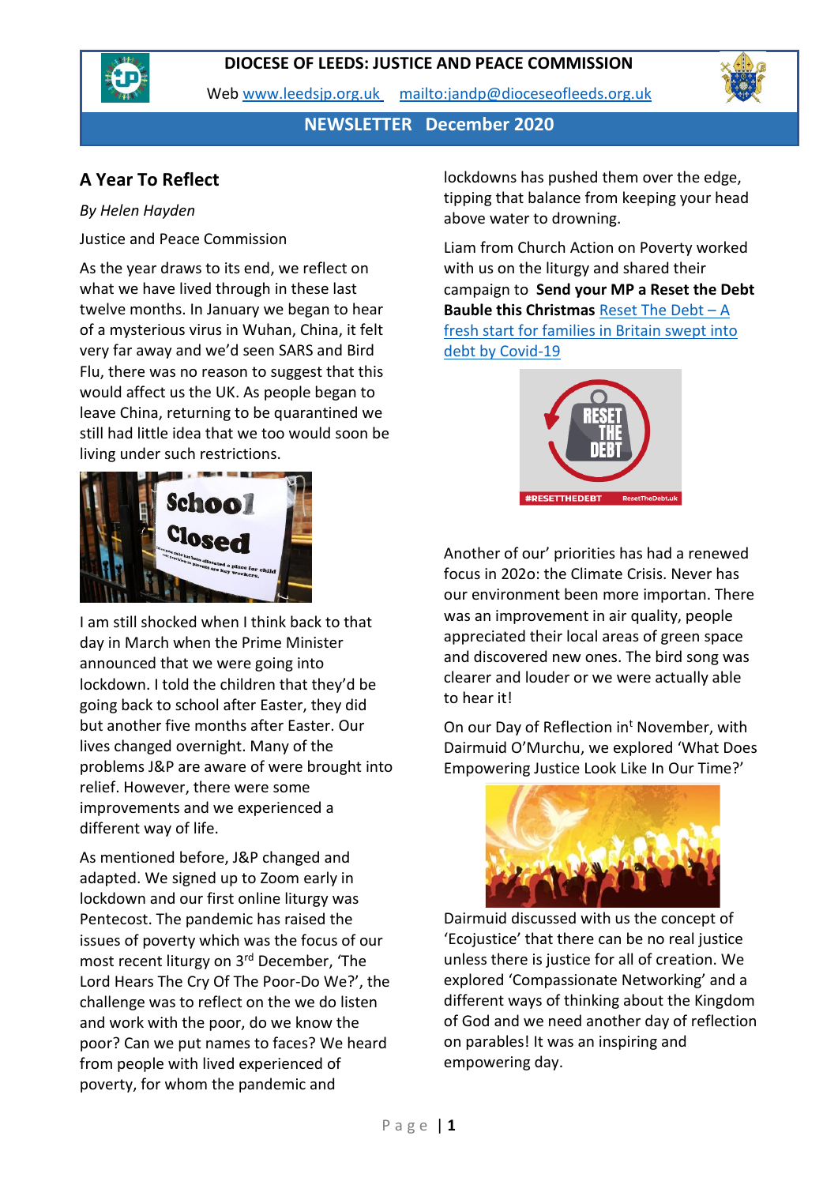# DIOCESE OF LEEDS: JUSTICE AND PEACE COMMISSION

Web www.leedsjp.org.uk mailto:jandp@dioceseofleeds.org.uk

## NEWSLETTER December 2020

### A Year To Reflect

*By Helen Hayden*

Justice and Peace Commission

As the year draws to its end, we reflect on what we have lived through in these last twelve months. In January we began to hear of a mysterious virus in Wuhan, China, it felt very far away and we'd seen SARS and Bird Flu, there was no reason to suggest that this would affect us the UK. As people began to leave China, returning to be quarantined we still had little idea that we too would soon be living under such restrictions.

I am still shocked when I think back to that day in March when the Prime Minister announced that we were going into lockdown. I told the children that they'd be going back to school after Easter, they did but another five months after Easter. Our lives changed overnight. Many of the problems J&P are aware of were brought into relief. However, there were some improvements and we experienced a different way of life.

As mentioned before, J&P changed and adapted. We signed up to Zoom early in lockdown and our first online liturgy was Pentecost. The pandemic has raised the issues of poverty which was the focus of our most recent liturgy on 3rd December, 'The Lord Hears The Cry Of The Poor-Do We?', the challenge was to reflect on the we do listen and work with the poor, do we know the poor? Can we put names to faces? We heard from people with lived experienced of poverty, for whom the pandemic and lockdowns has pushed them over the edge, tipping that balance from keeping your head above water to drowning.

Liam from Church Action on Poverty worked with us on the liturgy and shared their campaign to **Send your MP a Reset the Debt Bauble this Christmas** Reset The Debt – A fresh start for families in Britain swept into debt by Covid-19

Another of our' priorities has had a renewed focus in 202o: the Climate Crisis. Never has our environment been more importan. There was an improvement in air quality, people appreciated their local areas of green space and discovered new ones. The bird song was clearer and louder or we were actually able to hear it!

On our Day of Reflection in^t November, with Dairmuid O'Murchu, we explored 'What Does Empowering Justice Look Like In Our Time?'

Dairmuid discussed with us the concept of 'Ecojustice' that there can be no real justice unless there is justice for all of creation. We explored 'Compassionate Networking' and a different ways of thinking about the Kingdom of God and we need another day of reflection on parables! It was an inspiring and empowering day.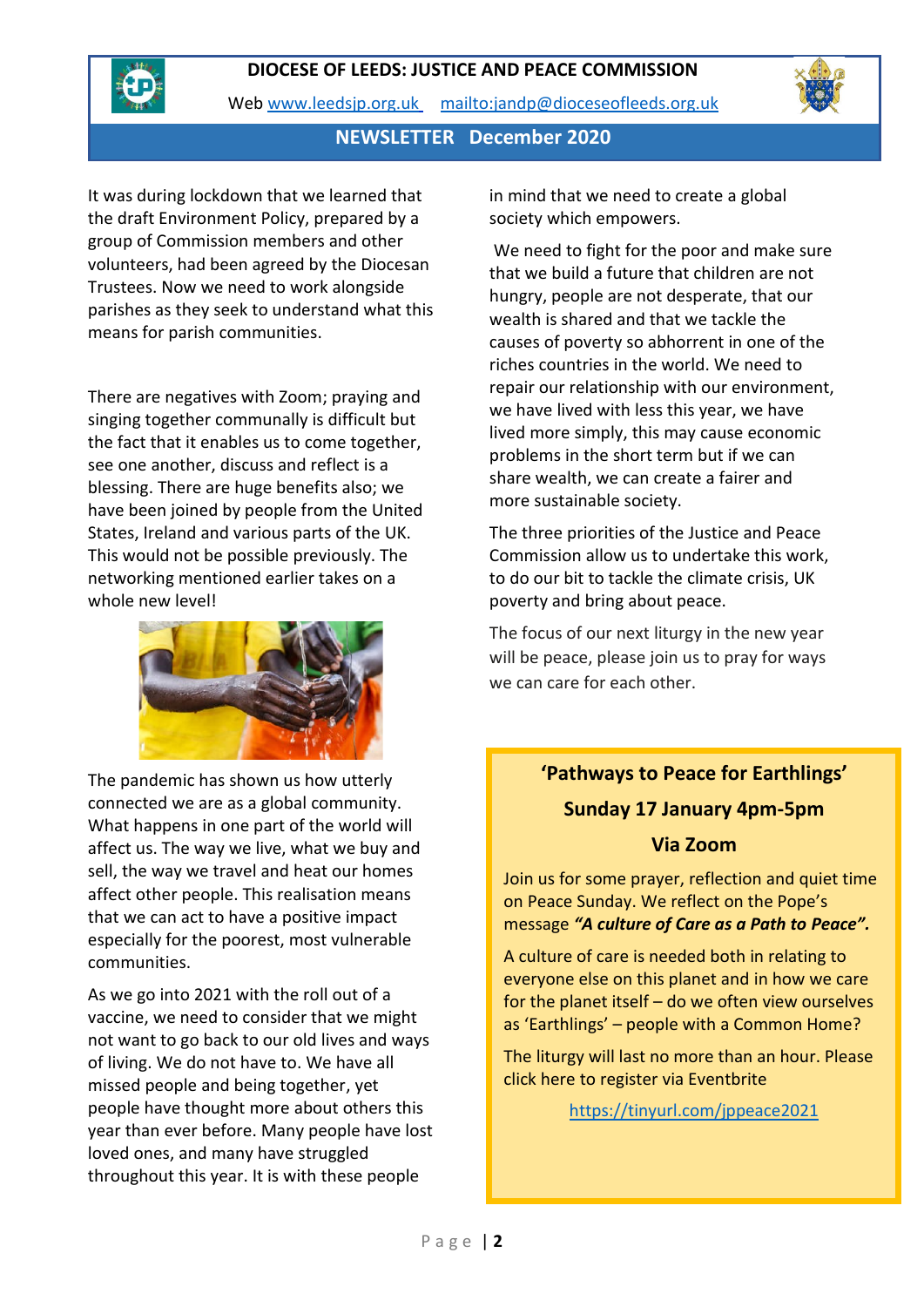# DIOCESE OF LEEDS: JUSTICE AND PEACE COMMISSION

Web [www.leedsjp.org.uk](http://www.leedsjp.org.uk) [mailto:jandp@dioceseofleeds.org.uk](mailto:jandp@dioceseofleeds.org.uk)

## NEWSLETTER December 2020

It was during lockdown that we learned that the draft Environment Policy, prepared by a group of Commission members and other volunteers, had been agreed by the Diocesan Trustees. Now we need to work alongside parishes as they seek to understand what this means for parish communities.

There are negatives with Zoom; praying and singing together communally is difficult but the fact that it enables us to come together, see one another, discuss and reflect is a blessing. There are huge benefits also; we have been joined by people from the United States, Ireland and various parts of the UK. This would not be possible previously. The networking mentioned earlier takes on a whole new level!

The pandemic has shown us how utterly connected we are as a global community. What happens in one part of the world will affect us. The way we live, what we buy and sell, the way we travel and heat our homes affect other people. This realisation means that we can act to have a positive impact especially for the poorest, most vulnerable communities.

As we go into 2021 with the roll out of a vaccine, we need to consider that we might not want to go back to our old lives and ways of living. We do not have to. We have all missed people and being together, yet people have thought more about others this year than ever before. Many people have lost loved ones, and many have struggled throughout this year. It is with these people in mind that we need to create a global society which empowers.

We need to fight for the poor and make sure that we build a future that children are not hungry, people are not desperate, that our wealth is shared and that we tackle the causes of poverty so abhorrent in one of the riches countries in the world. We need to repair our relationship with our environment, we have lived with less this year, we have lived more simply, this may cause economic problems in the short term but if we can share wealth, we can create a fairer and more sustainable society.

The three priorities of the Justice and Peace Commission allow us to undertake this work, to do our bit to tackle the climate crisis, UK poverty and bring about peace.

The focus of our next liturgy in the new year will be peace, please join us to pray for ways we can care for each other.

### 'Pathways to Peace for Earthlings'

### Sunday 17 January 4pm-5pm

### Via Zoom

Join us for some prayer, reflection and quiet time on Peace Sunday. We reflect on the Pope's message ***"A culture of Care as a Path to Peace".***

A culture of care is needed both in relating to everyone else on this planet and in how we care for the planet itself – do we often view ourselves as 'Earthlings' – people with a Common Home?

The liturgy will last no more than an hour. Please click here to register via Eventbrite

[https://tinyurl.com/jppeace2021](https://tinyurl.com/jppeace2021)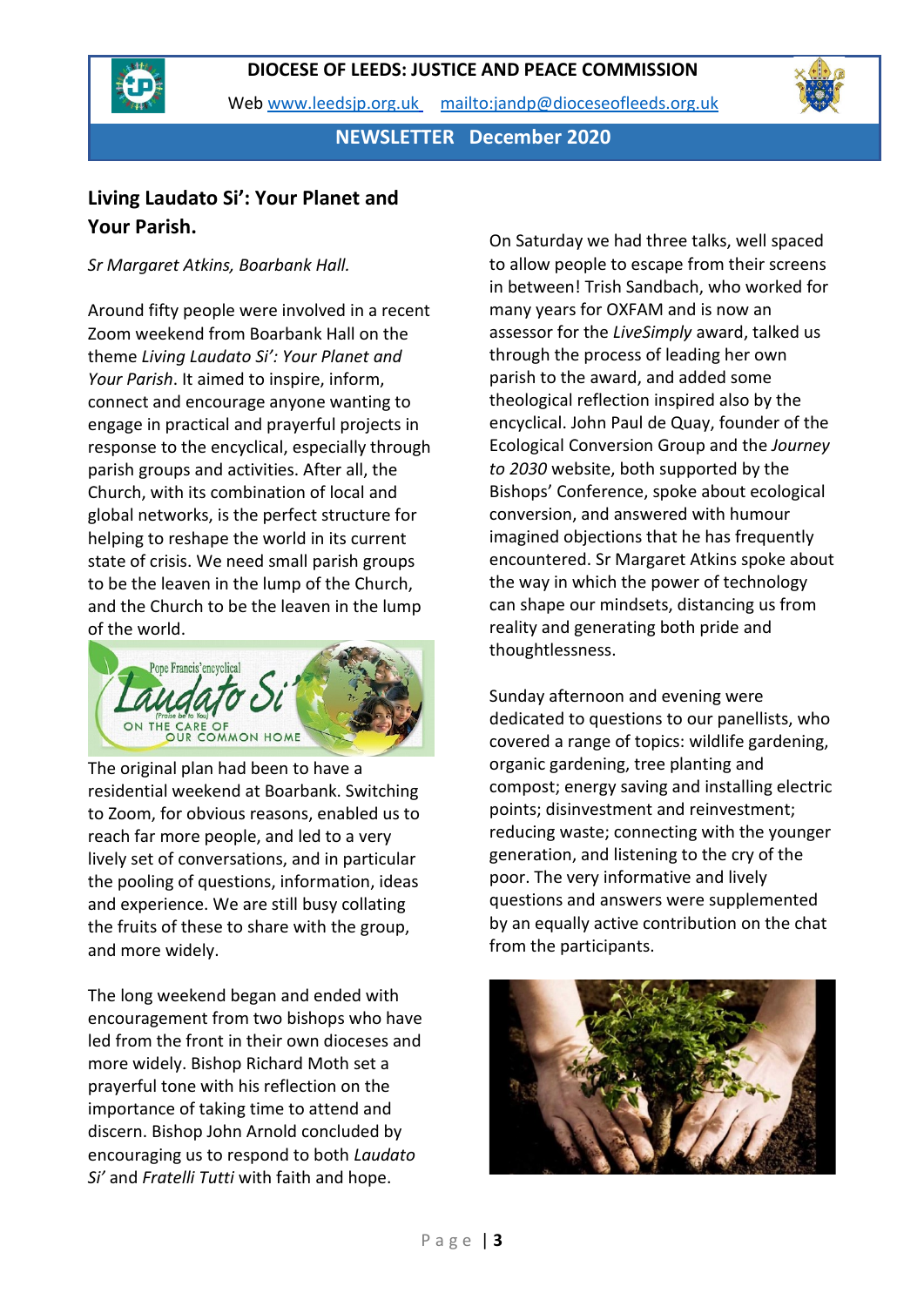## Living Laudato Si': Your Planet and Your Parish.

*Sr Margaret Atkins, Boarbank Hall.*

Around fifty people were involved in a recent Zoom weekend from Boarbank Hall on the theme *Living Laudato Si': Your Planet and Your Parish*. It aimed to inspire, inform, connect and encourage anyone wanting to engage in practical and prayerful projects in response to the encyclical, especially through parish groups and activities. After all, the Church, with its combination of local and global networks, is the perfect structure for helping to reshape the world in its current state of crisis. We need small parish groups to be the leaven in the lump of the Church, and the Church to be the leaven in the lump of the world.

The original plan had been to have a residential weekend at Boarbank. Switching to Zoom, for obvious reasons, enabled us to reach far more people, and led to a very lively set of conversations, and in particular the pooling of questions, information, ideas and experience. We are still busy collating the fruits of these to share with the group, and more widely.

The long weekend began and ended with encouragement from two bishops who have led from the front in their own dioceses and more widely. Bishop Richard Moth set a prayerful tone with his reflection on the importance of taking time to attend and discern. Bishop John Arnold concluded by encouraging us to respond to both *Laudato Si'* and *Fratelli Tutti* with faith and hope.

On Saturday we had three talks, well spaced to allow people to escape from their screens in between! Trish Sandbach, who worked for many years for OXFAM and is now an assessor for the *LiveSimply* award, talked us through the process of leading her own parish to the award, and added some theological reflection inspired also by the encyclical. John Paul de Quay, founder of the Ecological Conversion Group and the *Journey to 2030* website, both supported by the Bishops' Conference, spoke about ecological conversion, and answered with humour imagined objections that he has frequently encountered. Sr Margaret Atkins spoke about the way in which the power of technology can shape our mindsets, distancing us from reality and generating both pride and thoughtlessness.

Sunday afternoon and evening were dedicated to questions to our panellists, who covered a range of topics: wildlife gardening, organic gardening, tree planting and compost; energy saving and installing electric points; disinvestment and reinvestment; reducing waste; connecting with the younger generation, and listening to the cry of the poor. The very informative and lively questions and answers were supplemented by an equally active contribution on the chat from the participants.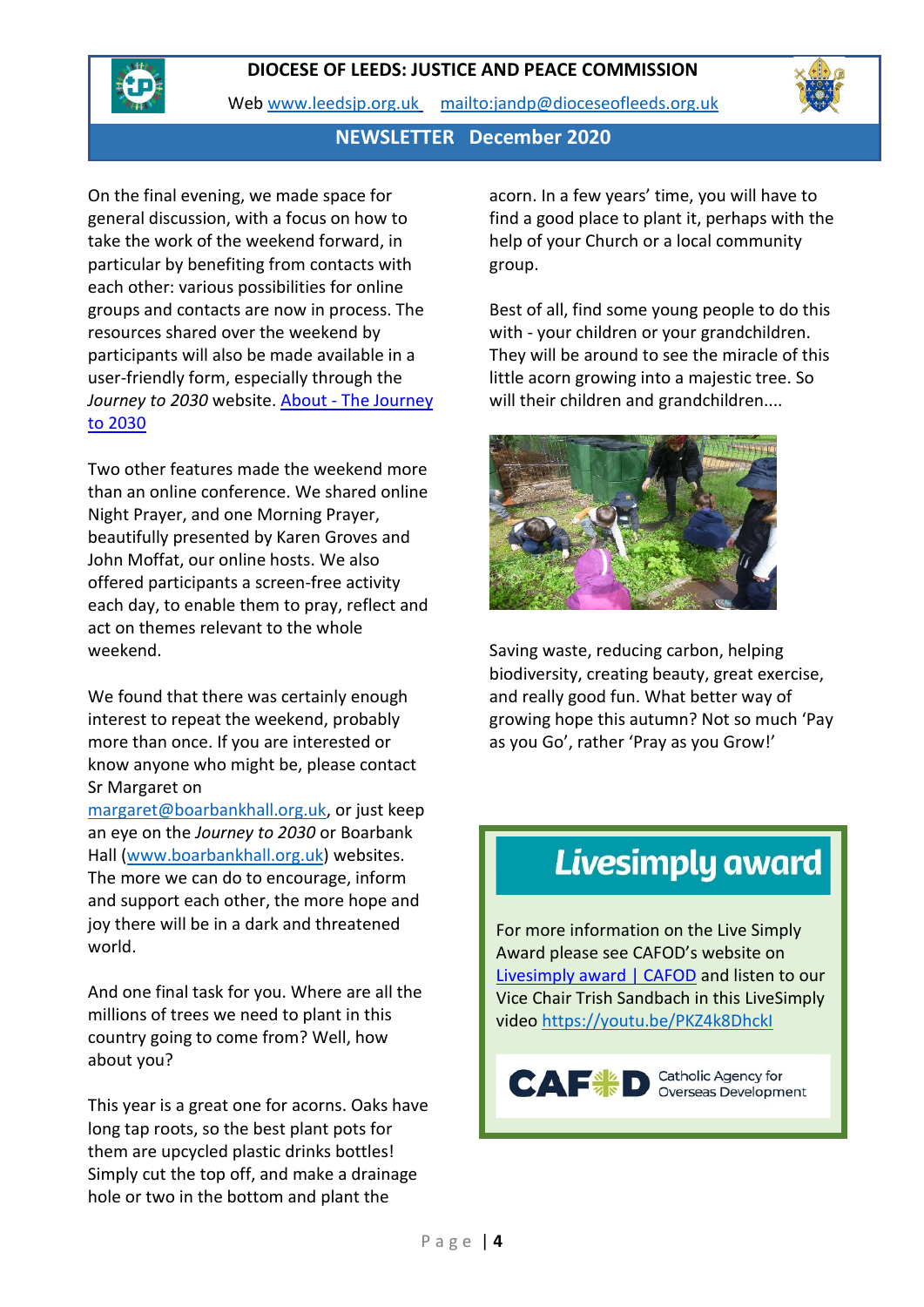On the final evening, we made space for general discussion, with a focus on how to take the work of the weekend forward, in particular by benefiting from contacts with each other: various possibilities for online groups and contacts are now in process. The resources shared over the weekend by participants will also be made available in a user-friendly form, especially through the *Journey to 2030* website. [About - The Journey to 2030]

Two other features made the weekend more than an online conference. We shared online Night Prayer, and one Morning Prayer, beautifully presented by Karen Groves and John Moffat, our online hosts. We also offered participants a screen-free activity each day, to enable them to pray, reflect and act on themes relevant to the whole weekend.

We found that there was certainly enough interest to repeat the weekend, probably more than once. If you are interested or know anyone who might be, please contact Sr Margaret on margaret@boarbankhall.org.uk, or just keep an eye on the *Journey to 2030* or Boarbank Hall (www.boarbankhall.org.uk) websites. The more we can do to encourage, inform and support each other, the more hope and joy there will be in a dark and threatened world.

And one final task for you. Where are all the millions of trees we need to plant in this country going to come from? Well, how about you?

This year is a great one for acorns. Oaks have long tap roots, so the best plant pots for them are upcycled plastic drinks bottles! Simply cut the top off, and make a drainage hole or two in the bottom and plant the acorn. In a few years' time, you will have to find a good place to plant it, perhaps with the help of your Church or a local community group.

Best of all, find some young people to do this with - your children or your grandchildren. They will be around to see the miracle of this little acorn growing into a majestic tree. So will their children and grandchildren....

Saving waste, reducing carbon, helping biodiversity, creating beauty, great exercise, and really good fun. What better way of growing hope this autumn? Not so much 'Pay as you Go', rather 'Pray as you Grow!'

## Livesimply award

For more information on the Live Simply Award please see CAFOD's website on [Livesimply award | CAFOD] and listen to our Vice Chair Trish Sandbach in this LiveSimply video https://youtu.be/PKZ4k8DhckI

CAFOD Catholic Agency for Overseas Development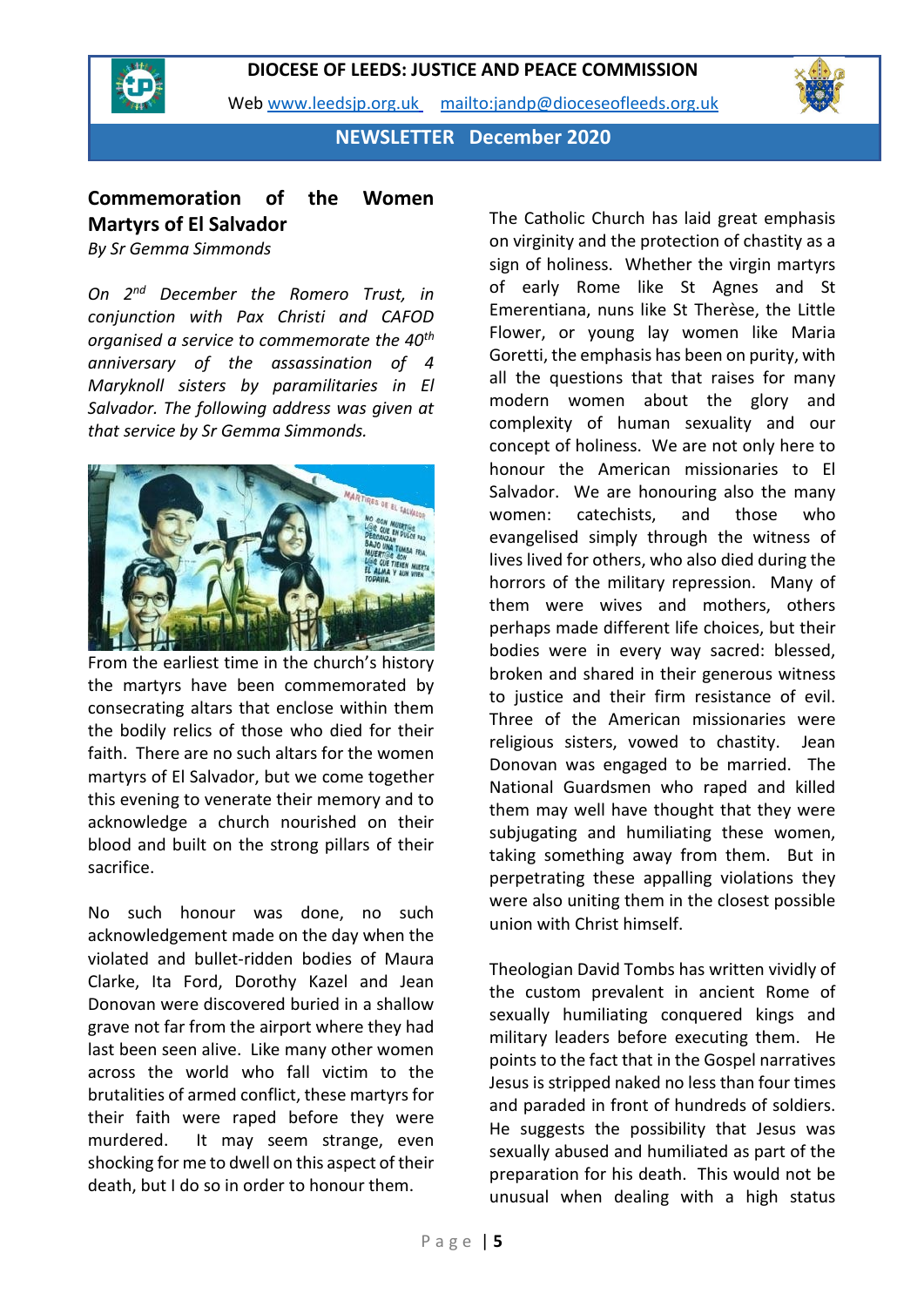DIOCESE OF LEEDS: JUSTICE AND PEACE COMMISSION

Web www.leedsjp.org.uk mailto:jandp@dioceseofleeds.org.uk

**NEWSLETTER December 2020**

## Commemoration of the Women Martyrs of El Salvador

*By Sr Gemma Simmonds*

*On 2nd December the Romero Trust, in conjunction with Pax Christi and CAFOD organised a service to commemorate the 40th anniversary of the assassination of 4 Maryknoll sisters by paramilitaries in El Salvador. The following address was given at that service by Sr Gemma Simmonds.*

From the earliest time in the church's history the martyrs have been commemorated by consecrating altars that enclose within them the bodily relics of those who died for their faith. There are no such altars for the women martyrs of El Salvador, but we come together this evening to venerate their memory and to acknowledge a church nourished on their blood and built on the strong pillars of their sacrifice.

No such honour was done, no such acknowledgement made on the day when the violated and bullet-ridden bodies of Maura Clarke, Ita Ford, Dorothy Kazel and Jean Donovan were discovered buried in a shallow grave not far from the airport where they had last been seen alive. Like many other women across the world who fall victim to the brutalities of armed conflict, these martyrs for their faith were raped before they were murdered. It may seem strange, even shocking for me to dwell on this aspect of their death, but I do so in order to honour them.

The Catholic Church has laid great emphasis on virginity and the protection of chastity as a sign of holiness. Whether the virgin martyrs of early Rome like St Agnes and St Emerentiana, nuns like St Therèse, the Little Flower, or young lay women like Maria Goretti, the emphasis has been on purity, with all the questions that that raises for many modern women about the glory and complexity of human sexuality and our concept of holiness. We are not only here to honour the American missionaries to El Salvador. We are honouring also the many women: catechists, and those who evangelised simply through the witness of lives lived for others, who also died during the horrors of the military repression. Many of them were wives and mothers, others perhaps made different life choices, but their bodies were in every way sacred: blessed, broken and shared in their generous witness to justice and their firm resistance of evil. Three of the American missionaries were religious sisters, vowed to chastity. Jean Donovan was engaged to be married. The National Guardsmen who raped and killed them may well have thought that they were subjugating and humiliating these women, taking something away from them. But in perpetrating these appalling violations they were also uniting them in the closest possible union with Christ himself.

Theologian David Tombs has written vividly of the custom prevalent in ancient Rome of sexually humiliating conquered kings and military leaders before executing them. He points to the fact that in the Gospel narratives Jesus is stripped naked no less than four times and paraded in front of hundreds of soldiers. He suggests the possibility that Jesus was sexually abused and humiliated as part of the preparation for his death. This would not be unusual when dealing with a high status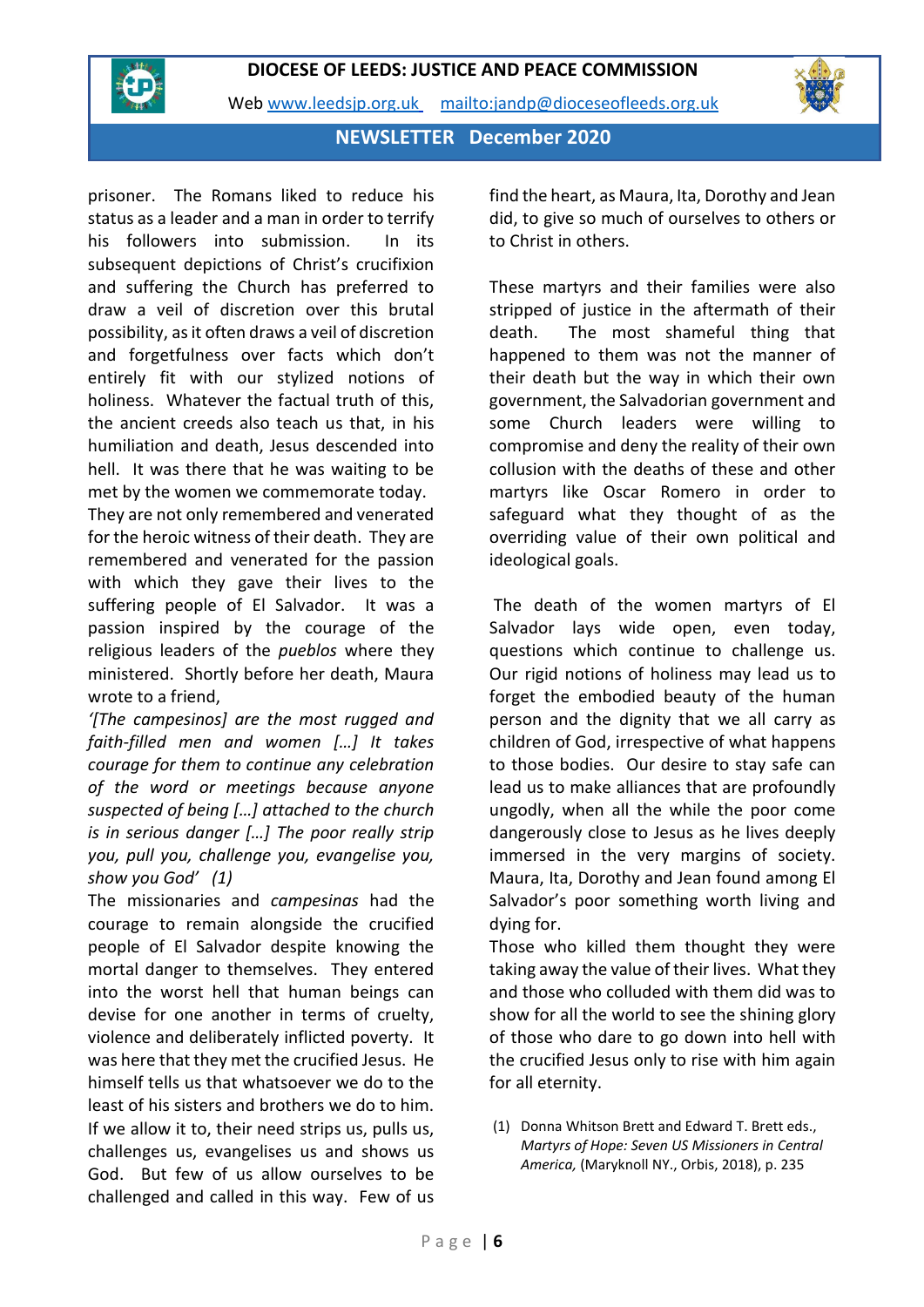prisoner. The Romans liked to reduce his status as a leader and a man in order to terrify his followers into submission. In its subsequent depictions of Christ's crucifixion and suffering the Church has preferred to draw a veil of discretion over this brutal possibility, as it often draws a veil of discretion and forgetfulness over facts which don't entirely fit with our stylized notions of holiness. Whatever the factual truth of this, the ancient creeds also teach us that, in his humiliation and death, Jesus descended into hell. It was there that he was waiting to be met by the women we commemorate today. They are not only remembered and venerated for the heroic witness of their death. They are remembered and venerated for the passion with which they gave their lives to the suffering people of El Salvador. It was a passion inspired by the courage of the religious leaders of the *pueblos* where they ministered. Shortly before her death, Maura wrote to a friend,

*'[The campesinos] are the most rugged and faith-filled men and women […] It takes courage for them to continue any celebration of the word or meetings because anyone suspected of being […] attached to the church is in serious danger […] The poor really strip you, pull you, challenge you, evangelise you, show you God' (1)*

The missionaries and *campesinas* had the courage to remain alongside the crucified people of El Salvador despite knowing the mortal danger to themselves. They entered into the worst hell that human beings can devise for one another in terms of cruelty, violence and deliberately inflicted poverty. It was here that they met the crucified Jesus. He himself tells us that whatsoever we do to the least of his sisters and brothers we do to him. If we allow it to, their need strips us, pulls us, challenges us, evangelises us and shows us God. But few of us allow ourselves to be challenged and called in this way. Few of us find the heart, as Maura, Ita, Dorothy and Jean did, to give so much of ourselves to others or to Christ in others.

These martyrs and their families were also stripped of justice in the aftermath of their death. The most shameful thing that happened to them was not the manner of their death but the way in which their own government, the Salvadorian government and some Church leaders were willing to compromise and deny the reality of their own collusion with the deaths of these and other martyrs like Oscar Romero in order to safeguard what they thought of as the overriding value of their own political and ideological goals.

The death of the women martyrs of El Salvador lays wide open, even today, questions which continue to challenge us. Our rigid notions of holiness may lead us to forget the embodied beauty of the human person and the dignity that we all carry as children of God, irrespective of what happens to those bodies. Our desire to stay safe can lead us to make alliances that are profoundly ungodly, when all the while the poor come dangerously close to Jesus as he lives deeply immersed in the very margins of society. Maura, Ita, Dorothy and Jean found among El Salvador's poor something worth living and dying for.

Those who killed them thought they were taking away the value of their lives. What they and those who colluded with them did was to show for all the world to see the shining glory of those who dare to go down into hell with the crucified Jesus only to rise with him again for all eternity.

(1) Donna Whitson Brett and Edward T. Brett eds., *Martyrs of Hope: Seven US Missioners in Central America,* (Maryknoll NY., Orbis, 2018), p. 235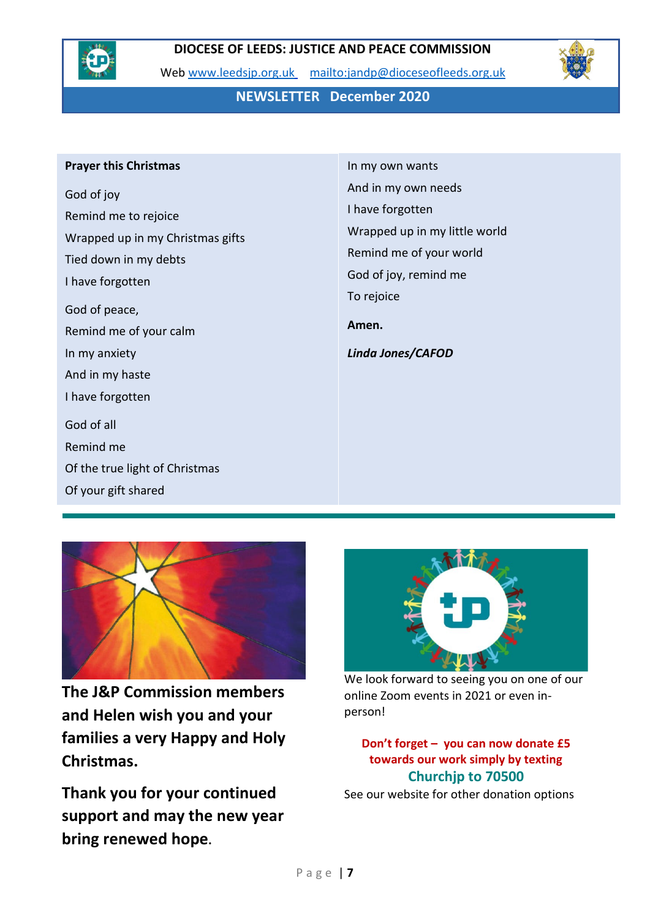# DIOCESE OF LEEDS: JUSTICE AND PEACE COMMISSION

Web www.leedsjp.org.uk mailto:jandp@dioceseofleeds.org.uk

## NEWSLETTER December 2020

**Prayer this Christmas**

God of joy
Remind me to rejoice
Wrapped up in my Christmas gifts
Tied down in my debts
I have forgotten

God of peace,
Remind me of your calm
In my anxiety
And in my haste
I have forgotten

God of all
Remind me
Of the true light of Christmas
Of your gift shared
In my own wants
And in my own needs
I have forgotten
Wrapped up in my little world
Remind me of your world
God of joy, remind me
To rejoice

**Amen.**

***Linda Jones/CAFOD***

---

**The J&P Commission members and Helen wish you and your families a very Happy and Holy Christmas.**

**Thank you for your continued support and may the new year bring renewed hope.**

We look forward to seeing you on one of our online Zoom events in 2021 or even in-person!

**Don't forget – you can now donate £5 towards our work simply by texting**

**Churchjp to 70500**

See our website for other donation options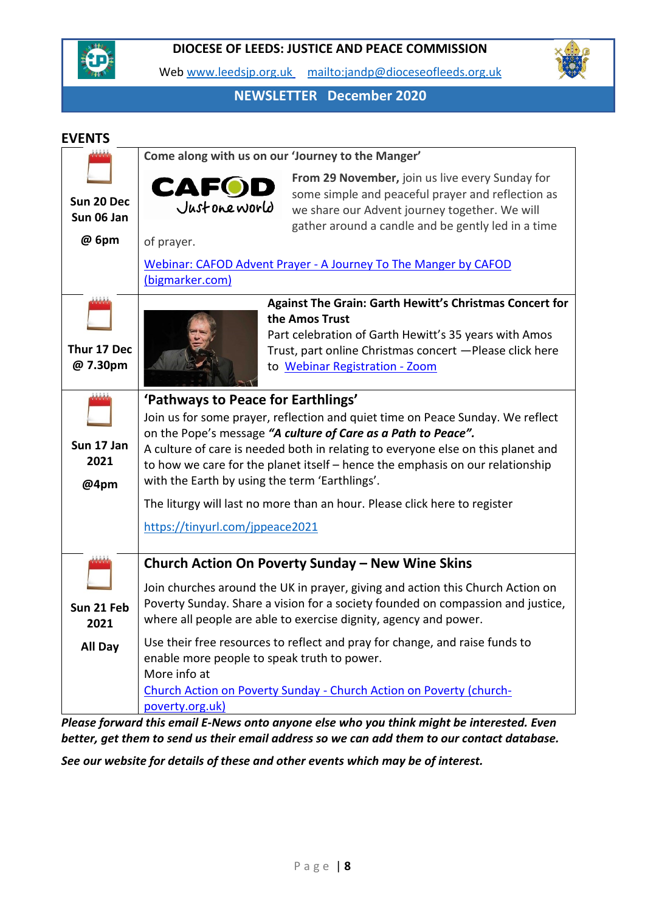**DIOCESE OF LEEDS: JUSTICE AND PEACE COMMISSION**

Web www.leedsjp.org.uk mailto:jandp@dioceseofleeds.org.uk

**NEWSLETTER December 2020**

## EVENTS

| | |
|---|---|
| **Sun 20 Dec**<br>**Sun 06 Jan**<br>**@ 6pm** | **Come along with us on our 'Journey to the Manger'**<br>CAFOD Just one world<br>**From 29 November,** join us live every Sunday for some simple and peaceful prayer and reflection as we share our Advent journey together. We will gather around a candle and be gently led in a time of prayer.<br>Webinar: CAFOD Advent Prayer - A Journey To The Manger by CAFOD (bigmarker.com) |
| **Thur 17 Dec**<br>**@ 7.30pm** | **Against The Grain: Garth Hewitt's Christmas Concert for the Amos Trust**<br>Part celebration of Garth Hewitt's 35 years with Amos Trust, part online Christmas concert —Please click here to Webinar Registration - Zoom |
| **Sun 17 Jan**<br>**2021**<br>**@4pm** | **'Pathways to Peace for Earthlings'**<br>Join us for some prayer, reflection and quiet time on Peace Sunday. We reflect on the Pope's message ***"A culture of Care as a Path to Peace".***<br>A culture of care is needed both in relating to everyone else on this planet and to how we care for the planet itself – hence the emphasis on our relationship with the Earth by using the term 'Earthlings'.<br>The liturgy will last no more than an hour. Please click here to register<br>https://tinyurl.com/jppeace2021 |
| **Sun 21 Feb**<br>**2021**<br>**All Day** | **Church Action On Poverty Sunday – New Wine Skins**<br>Join churches around the UK in prayer, giving and action this Church Action on Poverty Sunday. Share a vision for a society founded on compassion and justice, where all people are able to exercise dignity, agency and power.<br>Use their free resources to reflect and pray for change, and raise funds to enable more people to speak truth to power.<br>More info at<br>Church Action on Poverty Sunday - Church Action on Poverty (church-poverty.org.uk) |

***Please forward this email E-News onto anyone else who you think might be interested. Even better, get them to send us their email address so we can add them to our contact database.***

***See our website for details of these and other events which may be of interest.***